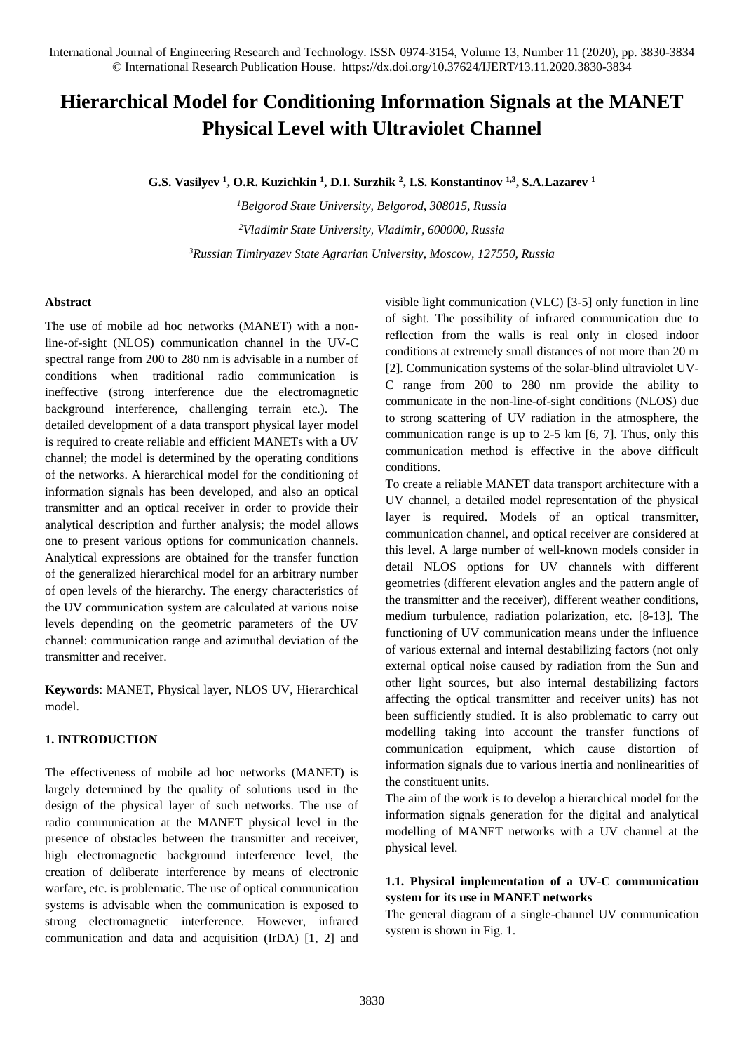# Hierarchical Model for Conditioning Information Signals at the MANET Physical Level with Ultraviolet Channel

**G.S. Vasilyev [1], O.R. Kuzichkin [1], D.I. Surzhik [2], I.S. Konstantinov [1,3], S.A.Lazarev [1]**

[1]*Belgorod State University, Belgorod, 308015, Russia*

[2]*Vladimir State University, Vladimir, 600000, Russia*

[3]*Russian Timiryazev State Agrarian University, Moscow, 127550, Russia*

### Abstract

The use of mobile ad hoc networks (MANET) with a non-line-of-sight (NLOS) communication channel in the UV-C spectral range from 200 to 280 nm is advisable in a number of conditions when traditional radio communication is ineffective (strong interference due the electromagnetic background interference, challenging terrain etc.). The detailed development of a data transport physical layer model is required to create reliable and efficient MANETs with a UV channel; the model is determined by the operating conditions of the networks. A hierarchical model for the conditioning of information signals has been developed, and also an optical transmitter and an optical receiver in order to provide their analytical description and further analysis; the model allows one to present various options for communication channels. Analytical expressions are obtained for the transfer function of the generalized hierarchical model for an arbitrary number of open levels of the hierarchy. The energy characteristics of the UV communication system are calculated at various noise levels depending on the geometric parameters of the UV channel: communication range and azimuthal deviation of the transmitter and receiver.

**Keywords**: MANET, Physical layer, NLOS UV, Hierarchical model.

## 1. INTRODUCTION

The effectiveness of mobile ad hoc networks (MANET) is largely determined by the quality of solutions used in the design of the physical layer of such networks. The use of radio communication at the MANET physical level in the presence of obstacles between the transmitter and receiver, high electromagnetic background interference level, the creation of deliberate interference by means of electronic warfare, etc. is problematic. The use of optical communication systems is advisable when the communication is exposed to strong electromagnetic interference. However, infrared communication and data and acquisition (IrDA) [1, 2] and visible light communication (VLC) [3-5] only function in line of sight. The possibility of infrared communication due to reflection from the walls is real only in closed indoor conditions at extremely small distances of not more than 20 m [2]. Communication systems of the solar-blind ultraviolet UV-C range from 200 to 280 nm provide the ability to communicate in the non-line-of-sight conditions (NLOS) due to strong scattering of UV radiation in the atmosphere, the communication range is up to 2-5 km [6, 7]. Thus, only this communication method is effective in the above difficult conditions.

To create a reliable MANET data transport architecture with a UV channel, a detailed model representation of the physical layer is required. Models of an optical transmitter, communication channel, and optical receiver are considered at this level. A large number of well-known models consider in detail NLOS options for UV channels with different geometries (different elevation angles and the pattern angle of the transmitter and the receiver), different weather conditions, medium turbulence, radiation polarization, etc. [8-13]. The functioning of UV communication means under the influence of various external and internal destabilizing factors (not only external optical noise caused by radiation from the Sun and other light sources, but also internal destabilizing factors affecting the optical transmitter and receiver units) has not been sufficiently studied. It is also problematic to carry out modelling taking into account the transfer functions of communication equipment, which cause distortion of information signals due to various inertia and nonlinearities of the constituent units.

The aim of the work is to develop a hierarchical model for the information signals generation for the digital and analytical modelling of MANET networks with a UV channel at the physical level.

### 1.1. Physical implementation of a UV-C communication system for its use in MANET networks

The general diagram of a single-channel UV communication system is shown in Fig. 1.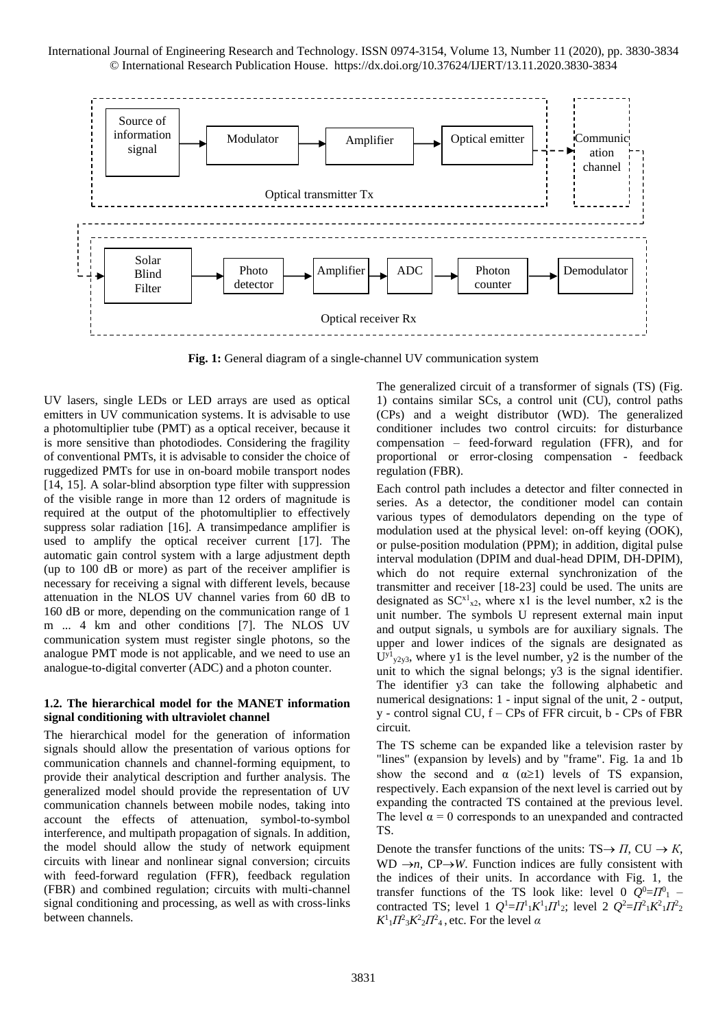**Fig. 1:** General diagram of a single-channel UV communication system

UV lasers, single LEDs or LED arrays are used as optical emitters in UV communication systems. It is advisable to use a photomultiplier tube (PMT) as a optical receiver, because it is more sensitive than photodiodes. Considering the fragility of conventional PMTs, it is advisable to consider the choice of ruggedized PMTs for use in on-board mobile transport nodes [14, 15]. A solar-blind absorption type filter with suppression of the visible range in more than 12 orders of magnitude is required at the output of the photomultiplier to effectively suppress solar radiation [16]. A transimpedance amplifier is used to amplify the optical receiver current [17]. The automatic gain control system with a large adjustment depth (up to 100 dB or more) as part of the receiver amplifier is necessary for receiving a signal with different levels, because attenuation in the NLOS UV channel varies from 60 dB to 160 dB or more, depending on the communication range of 1 m ... 4 km and other conditions [7]. The NLOS UV communication system must register single photons, so the analogue PMT mode is not applicable, and we need to use an analogue-to-digital converter (ADC) and a photon counter.

### 1.2. The hierarchical model for the MANET information signal conditioning with ultraviolet channel

The hierarchical model for the generation of information signals should allow the presentation of various options for communication channels and channel-forming equipment, to provide their analytical description and further analysis. The generalized model should provide the representation of UV communication channels between mobile nodes, taking into account the effects of attenuation, symbol-to-symbol interference, and multipath propagation of signals. In addition, the model should allow the study of network equipment circuits with linear and nonlinear signal conversion; circuits with feed-forward regulation (FFR), feedback regulation (FBR) and combined regulation; circuits with multi-channel signal conditioning and processing, as well as with cross-links between channels.

The generalized circuit of a transformer of signals (TS) (Fig. 1) contains similar SCs, a control unit (CU), control paths (CPs) and a weight distributor (WD). The generalized conditioner includes two control circuits: for disturbance compensation – feed-forward regulation (FFR), and for proportional or error-closing compensation - feedback regulation (FBR).

Each control path includes a detector and filter connected in series. As a detector, the conditioner model can contain various types of demodulators depending on the type of modulation used at the physical level: on-off keying (OOK), or pulse-position modulation (PPM); in addition, digital pulse interval modulation (DPIM and dual-head DPIM, DH-DPIM), which do not require external synchronization of the transmitter and receiver [18-23] could be used. The units are designated as $SC^{x1}_{x2}$, where x1 is the level number, x2 is the unit number. The symbols U represent external main input and output signals, u symbols are for auxiliary signals. The upper and lower indices of the signals are designated as $U^{y1}_{y2y3}$, where y1 is the level number, y2 is the number of the unit to which the signal belongs; y3 is the signal identifier. The identifier y3 can take the following alphabetic and numerical designations: 1 - input signal of the unit, 2 - output, y - control signal CU, f – CPs of FFR circuit, b - CPs of FBR circuit.

The TS scheme can be expanded like a television raster by "lines" (expansion by levels) and by "frame". Fig. 1a and 1b show the second and $\alpha$ ($\alpha \geq 1$) levels of TS expansion, respectively. Each expansion of the next level is carried out by expanding the contracted TS contained at the previous level. The level $\alpha = 0$ corresponds to an unexpanded and contracted TS.

Denote the transfer functions of the units: TS$\rightarrow \Pi$, CU $\rightarrow K$, WD $\rightarrow n$, CP$\rightarrow W$. Function indices are fully consistent with the indices of their units. In accordance with Fig. 1, the transfer functions of the TS look like: level 0 $Q^0 = \Pi^0_1$ – contracted TS; level 1 $Q^1 = \Pi^1_1 K^1_1 \Pi^1_2$; level 2 $Q^2 = \Pi^2_1 K^2_1 \Pi^2_2 K^1_1 \Pi^2_3 K^2_2 \Pi^2_4$, etc. For the level $\alpha$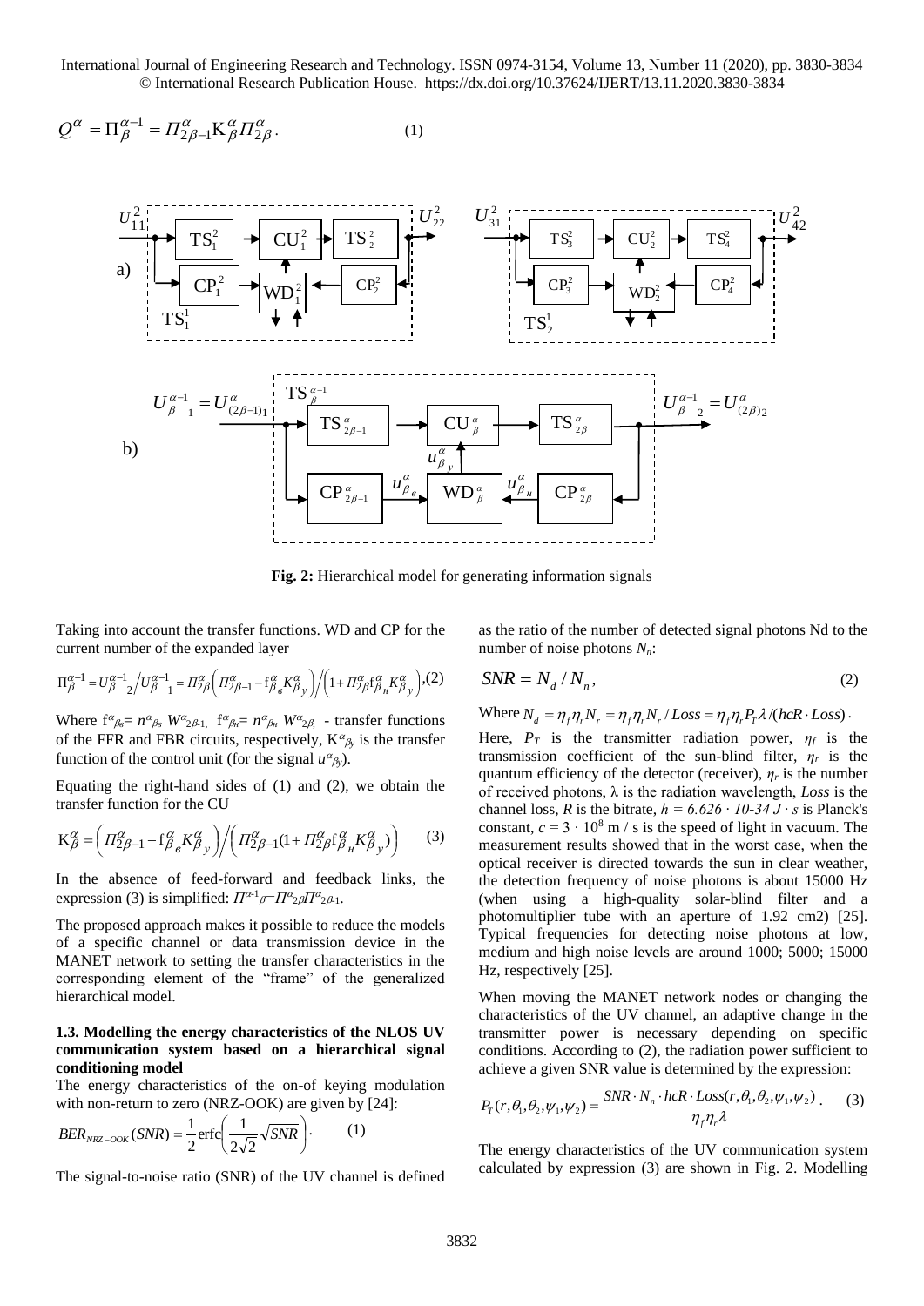$$Q^{\alpha} = \Pi_{\beta}^{\alpha-1} = \Pi_{2\beta-1}^{\alpha} K_{\beta}^{\alpha} \Pi_{2\beta}^{\alpha}. \quad (1)$$

**Fig. 2:** Hierarchical model for generating information signals

Taking into account the transfer functions. WD and CP for the current number of the expanded layer

$$\Pi_{\beta}^{\alpha-1} = U_{\beta\ 2}^{\alpha-1} \Big/ U_{\beta\ 1}^{\alpha-1} = \Pi_{2\beta}^{\alpha}\left(\Pi_{2\beta-1}^{\alpha} - f_{\beta_{в}}^{\alpha} K_{\beta_{y}}^{\alpha}\right) \Big/ \left(1 + \Pi_{2\beta}^{\alpha} f_{\beta_{н}}^{\alpha} K_{\beta_{y}}^{\alpha}\right), (2)$$

Where $f^{\alpha}_{\beta_в} = n^{\alpha}_{\beta_в} W^{\alpha}_{2\beta-1}$, $f^{\alpha}_{\beta_н} = n^{\alpha}_{\beta_н} W^{\alpha}_{2\beta}$ - transfer functions of the FFR and FBR circuits, respectively, $K^{\alpha}_{\beta y}$ is the transfer function of the control unit (for the signal $u^{\alpha}_{\beta y}$).

Equating the right-hand sides of (1) and (2), we obtain the transfer function for the CU

$$K_{\beta}^{\alpha} = \left(\Pi_{2\beta-1}^{\alpha} - f_{\beta_{в}}^{\alpha} K_{\beta_{y}}^{\alpha}\right) \Big/ \left(\Pi_{2\beta-1}^{\alpha}(1 + \Pi_{2\beta}^{\alpha} f_{\beta_{н}}^{\alpha} K_{\beta_{y}}^{\alpha})\right) \quad (3)$$

In the absence of feed-forward and feedback links, the expression (3) is simplified: $\Pi^{\alpha-1}{}_{\beta} = \Pi^{\alpha}{}_{2\beta}\Pi^{\alpha}{}_{2\beta-1}$.

The proposed approach makes it possible to reduce the models of a specific channel or data transmission device in the MANET network to setting the transfer characteristics in the corresponding element of the "frame" of the generalized hierarchical model.

### 1.3. Modelling the energy characteristics of the NLOS UV communication system based on a hierarchical signal conditioning model

The energy characteristics of the on-of keying modulation with non-return to zero (NRZ-OOK) are given by [24]:

$$BER_{NRZ-OOK}(SNR) = \frac{1}{2}\operatorname{erfc}\left(\frac{1}{2\sqrt{2}}\sqrt{SNR}\right). \quad (1)$$

The signal-to-noise ratio (SNR) of the UV channel is defined as the ratio of the number of detected signal photons Nd to the number of noise photons $N_n$:

$$SNR = N_d / N_n, \quad (2)$$

Where $N_d = \eta_f \eta_r N_r = \eta_f \eta_r N_r / Loss = \eta_f \eta_r P_T \lambda / (hcR \cdot Loss)$.

Here, $P_T$ is the transmitter radiation power, $\eta_f$ is the transmission coefficient of the sun-blind filter, $\eta_r$ is the quantum efficiency of the detector (receiver), $\eta_r$ is the number of received photons, λ is the radiation wavelength, *Loss* is the channel loss, *R* is the bitrate, *h = 6.626 · 10-34 J · s* is Planck's constant, $c = 3 \cdot 10^8$ m / s is the speed of light in vacuum. The measurement results showed that in the worst case, when the optical receiver is directed towards the sun in clear weather, the detection frequency of noise photons is about 15000 Hz (when using a high-quality solar-blind filter and a photomultiplier tube with an aperture of 1.92 cm2) [25]. Typical frequencies for detecting noise photons at low, medium and high noise levels are around 1000; 5000; 15000 Hz, respectively [25].

When moving the MANET network nodes or changing the characteristics of the UV channel, an adaptive change in the transmitter power is necessary depending on specific conditions. According to (2), the radiation power sufficient to achieve a given SNR value is determined by the expression:

$$P_T(r, \theta_1, \theta_2, \psi_1, \psi_2) = \frac{SNR \cdot N_n \cdot hcR \cdot Loss(r, \theta_1, \theta_2, \psi_1, \psi_2)}{\eta_f \eta_r \lambda}. \quad (3)$$

The energy characteristics of the UV communication system calculated by expression (3) are shown in Fig. 2. Modelling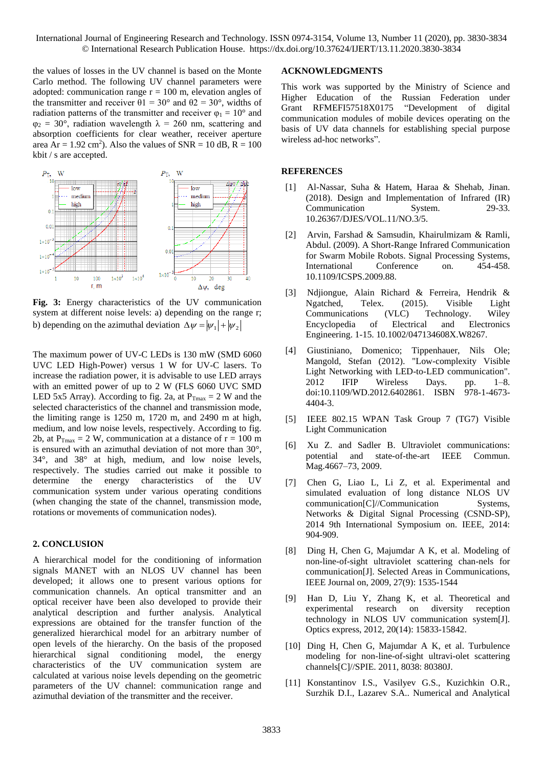the values of losses in the UV channel is based on the Monte Carlo method. The following UV channel parameters were adopted: communication range r = 100 m, elevation angles of the transmitter and receiver $\theta_1 = 30°$ and $\theta_2 = 30°$, widths of radiation patterns of the transmitter and receiver $\varphi_1 = 10°$ and $\varphi_2 = 30°$, radiation wavelength $\lambda = 260$ nm, scattering and absorption coefficients for clear weather, receiver aperture area $A_r = 1.92$ cm$^2$). Also the values of SNR = 10 dB, R = 100 kbit / s are accepted.

**Fig. 3:** Energy characteristics of the UV communication system at different noise levels: a) depending on the range r; b) depending on the azimuthal deviation $\Delta\psi = |\psi_1| + |\psi_2|$

The maximum power of UV-C LEDs is 130 mW (SMD 6060 UVC LED High-Power) versus 1 W for UV-C lasers. To increase the radiation power, it is advisable to use LED arrays with an emitted power of up to 2 W (FLS 6060 UVC SMD LED 5x5 Array). According to fig. 2a, at $P_{Tmax} = 2$ W and the selected characteristics of the channel and transmission mode, the limiting range is 1250 m, 1720 m, and 2490 m at high, medium, and low noise levels, respectively. According to fig. 2b, at $P_{Tmax} = 2$ W, communication at a distance of r = 100 m is ensured with an azimuthal deviation of not more than 30°, 34°, and 38° at high, medium, and low noise levels, respectively. The studies carried out make it possible to determine the energy characteristics of the UV communication system under various operating conditions (when changing the state of the channel, transmission mode, rotations or movements of communication nodes).

## 2. CONCLUSION

A hierarchical model for the conditioning of information signals MANET with an NLOS UV channel has been developed; it allows one to present various options for communication channels. An optical transmitter and an optical receiver have been also developed to provide their analytical description and further analysis. Analytical expressions are obtained for the transfer function of the generalized hierarchical model for an arbitrary number of open levels of the hierarchy. On the basis of the proposed hierarchical signal conditioning model, the energy characteristics of the UV communication system are calculated at various noise levels depending on the geometric parameters of the UV channel: communication range and azimuthal deviation of the transmitter and the receiver.

## ACKNOWLEDGMENTS

This work was supported by the Ministry of Science and Higher Education of the Russian Federation under Grant RFMEFI57518X0175 "Development of digital communication modules of mobile devices operating on the basis of UV data channels for establishing special purpose wireless ad-hoc networks".

## REFERENCES

[1] Al-Nassar, Suha & Hatem, Haraa & Shehab, Jinan. (2018). Design and Implementation of Infrared (IR) Communication System. 29-33. 10.26367/DJES/VOL.11/NO.3/5.

[2] Arvin, Farshad & Samsudin, Khairulmizam & Ramli, Abdul. (2009). A Short-Range Infrared Communication for Swarm Mobile Robots. Signal Processing Systems, International Conference on. 454-458. 10.1109/ICSPS.2009.88.

[3] Ndjiongue, Alain Richard & Ferreira, Hendrik & Ngatched, Telex. (2015). Visible Light Communications (VLC) Technology. Wiley Encyclopedia of Electrical and Electronics Engineering. 1-15. 10.1002/047134608X.W8267.

[4] Giustiniano, Domenico; Tippenhauer, Nils Ole; Mangold, Stefan (2012). "Low-complexity Visible Light Networking with LED-to-LED communication". 2012 IFIP Wireless Days. pp. 1–8. doi:10.1109/WD.2012.6402861. ISBN 978-1-4673-4404-3.

[5] IEEE 802.15 WPAN Task Group 7 (TG7) Visible Light Communication

[6] Xu Z. and Sadler B. Ultraviolet communications: potential and state-of-the-art IEEE Commun. Mag.4667–73, 2009.

[7] Chen G, Liao L, Li Z, et al. Experimental and simulated evaluation of long distance NLOS UV communication[C]//Communication Systems, Networks & Digital Signal Processing (CSNDSP), 2014 9th International Symposium on. IEEE, 2014: 904-909.

[8] Ding H, Chen G, Majumdar A K, et al. Modeling of non-line-of-sight ultraviolet scattering chan-nels for communication[J]. Selected Areas in Communications, IEEE Journal on, 2009, 27(9): 1535-1544

[9] Han D, Liu Y, Zhang K, et al. Theoretical and experimental research on diversity reception technology in NLOS UV communication system[J]. Optics express, 2012, 20(14): 15833-15842.

[10] Ding H, Chen G, Majumdar A K, et al. Turbulence modeling for non-line-of-sight ultravi-olet scattering channels[C]//SPIE. 2011, 8038: 80380J.

[11] Konstantinov I.S., Vasilyev G.S., Kuzichkin O.R., Surzhik D.I., Lazarev S.A.. Numerical and Analytical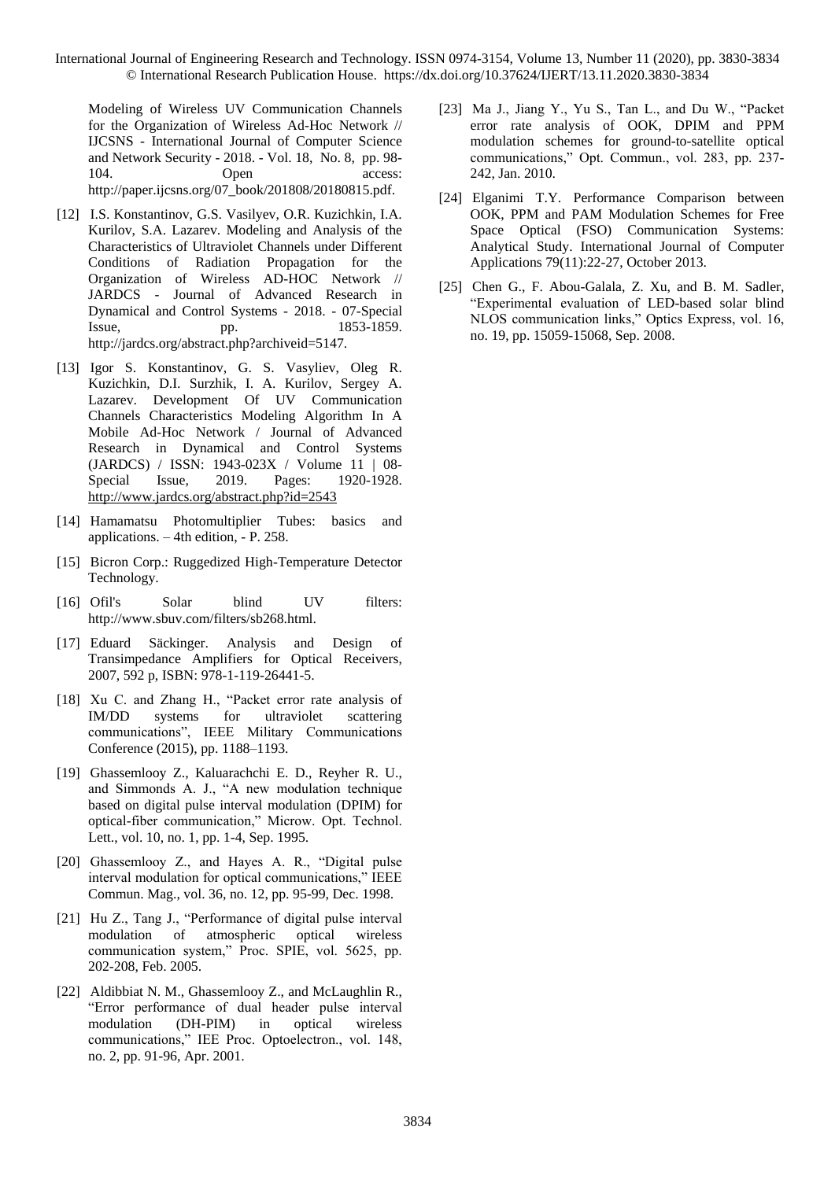Modeling of Wireless UV Communication Channels for the Organization of Wireless Ad-Hoc Network // IJCSNS - International Journal of Computer Science and Network Security - 2018. - Vol. 18, No. 8, pp. 98-104. Open access: http://paper.ijcsns.org/07_book/201808/20180815.pdf.

[12] I.S. Konstantinov, G.S. Vasilyev, O.R. Kuzichkin, I.A. Kurilov, S.A. Lazarev. Modeling and Analysis of the Characteristics of Ultraviolet Channels under Different Conditions of Radiation Propagation for the Organization of Wireless AD-HOC Network // JARDCS - Journal of Advanced Research in Dynamical and Control Systems - 2018. - 07-Special Issue, pp. 1853-1859. http://jardcs.org/abstract.php?archiveid=5147.

[13] Igor S. Konstantinov, G. S. Vasyliev, Oleg R. Kuzichkin, D.I. Surzhik, I. A. Kurilov, Sergey A. Lazarev. Development Of UV Communication Channels Characteristics Modeling Algorithm In A Mobile Ad-Hoc Network / Journal of Advanced Research in Dynamical and Control Systems (JARDCS) / ISSN: 1943-023X / Volume 11 | 08-Special Issue, 2019. Pages: 1920-1928. http://www.jardcs.org/abstract.php?id=2543

[14] Hamamatsu Photomultiplier Tubes: basics and applications. – 4th edition, - P. 258.

[15] Bicron Corp.: Ruggedized High-Temperature Detector Technology.

[16] Ofil's Solar blind UV filters: http://www.sbuv.com/filters/sb268.html.

[17] Eduard Säckinger. Analysis and Design of Transimpedance Amplifiers for Optical Receivers, 2007, 592 p, ISBN: 978-1-119-26441-5.

[18] Xu C. and Zhang H., "Packet error rate analysis of IM/DD systems for ultraviolet scattering communications", IEEE Military Communications Conference (2015), pp. 1188–1193.

[19] Ghassemlooy Z., Kaluarachchi E. D., Reyher R. U., and Simmonds A. J., "A new modulation technique based on digital pulse interval modulation (DPIM) for optical-fiber communication," Microw. Opt. Technol. Lett., vol. 10, no. 1, pp. 1-4, Sep. 1995.

[20] Ghassemlooy Z., and Hayes A. R., "Digital pulse interval modulation for optical communications," IEEE Commun. Mag., vol. 36, no. 12, pp. 95-99, Dec. 1998.

[21] Hu Z., Tang J., "Performance of digital pulse interval modulation of atmospheric optical wireless communication system," Proc. SPIE, vol. 5625, pp. 202-208, Feb. 2005.

[22] Aldibbiat N. M., Ghassemlooy Z., and McLaughlin R., "Error performance of dual header pulse interval modulation (DH-PIM) in optical wireless communications," IEE Proc. Optoelectron., vol. 148, no. 2, pp. 91-96, Apr. 2001.

[23] Ma J., Jiang Y., Yu S., Tan L., and Du W., "Packet error rate analysis of OOK, DPIM and PPM modulation schemes for ground-to-satellite optical communications," Opt. Commun., vol. 283, pp. 237-242, Jan. 2010.

[24] Elganimi T.Y. Performance Comparison between OOK, PPM and PAM Modulation Schemes for Free Space Optical (FSO) Communication Systems: Analytical Study. International Journal of Computer Applications 79(11):22-27, October 2013.

[25] Chen G., F. Abou-Galala, Z. Xu, and B. M. Sadler, "Experimental evaluation of LED-based solar blind NLOS communication links," Optics Express, vol. 16, no. 19, pp. 15059-15068, Sep. 2008.